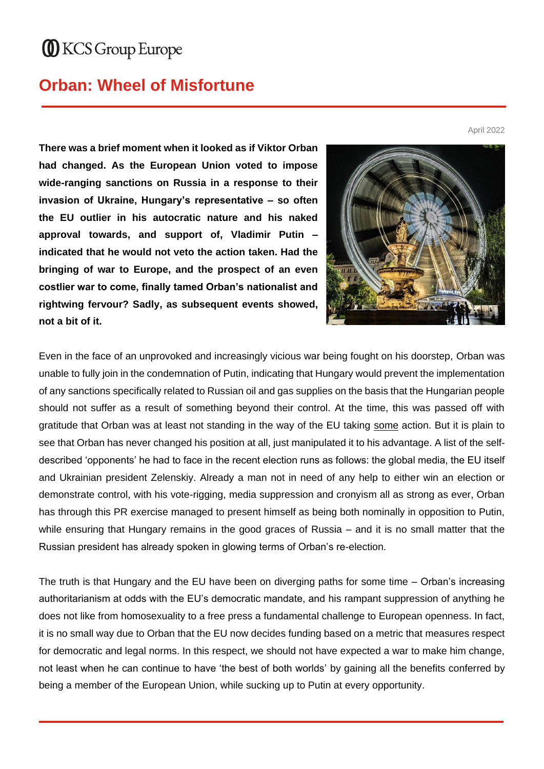KCS Group Europe

# Orban: Wheel of Misfortune

April 2022

**There was a brief moment when it looked as if Viktor Orban had changed. As the European Union voted to impose wide-ranging sanctions on Russia in a response to their invasion of Ukraine, Hungary's representative – so often the EU outlier in his autocratic nature and his naked approval towards, and support of, Vladimir Putin – indicated that he would not veto the action taken. Had the bringing of war to Europe, and the prospect of an even costlier war to come, finally tamed Orban's nationalist and rightwing fervour? Sadly, as subsequent events showed, not a bit of it.**

Even in the face of an unprovoked and increasingly vicious war being fought on his doorstep, Orban was unable to fully join in the condemnation of Putin, indicating that Hungary would prevent the implementation of any sanctions specifically related to Russian oil and gas supplies on the basis that the Hungarian people should not suffer as a result of something beyond their control. At the time, this was passed off with gratitude that Orban was at least not standing in the way of the EU taking some action. But it is plain to see that Orban has never changed his position at all, just manipulated it to his advantage. A list of the self-described 'opponents' he had to face in the recent election runs as follows: the global media, the EU itself and Ukrainian president Zelenskiy. Already a man not in need of any help to either win an election or demonstrate control, with his vote-rigging, media suppression and cronyism all as strong as ever, Orban has through this PR exercise managed to present himself as being both nominally in opposition to Putin, while ensuring that Hungary remains in the good graces of Russia – and it is no small matter that the Russian president has already spoken in glowing terms of Orban's re-election.

The truth is that Hungary and the EU have been on diverging paths for some time – Orban's increasing authoritarianism at odds with the EU's democratic mandate, and his rampant suppression of anything he does not like from homosexuality to a free press a fundamental challenge to European openness. In fact, it is no small way due to Orban that the EU now decides funding based on a metric that measures respect for democratic and legal norms. In this respect, we should not have expected a war to make him change, not least when he can continue to have 'the best of both worlds' by gaining all the benefits conferred by being a member of the European Union, while sucking up to Putin at every opportunity.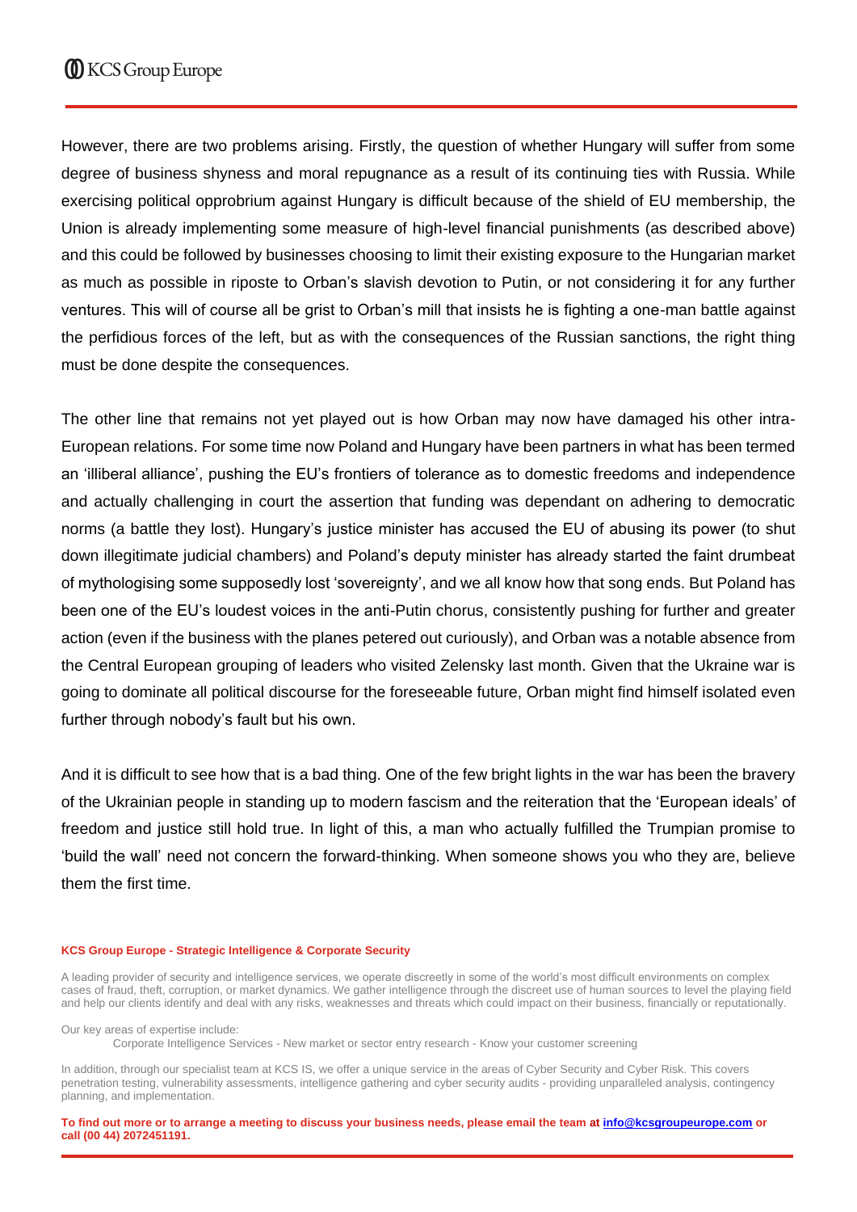However, there are two problems arising. Firstly, the question of whether Hungary will suffer from some degree of business shyness and moral repugnance as a result of its continuing ties with Russia. While exercising political opprobrium against Hungary is difficult because of the shield of EU membership, the Union is already implementing some measure of high-level financial punishments (as described above) and this could be followed by businesses choosing to limit their existing exposure to the Hungarian market as much as possible in riposte to Orban's slavish devotion to Putin, or not considering it for any further ventures. This will of course all be grist to Orban's mill that insists he is fighting a one-man battle against the perfidious forces of the left, but as with the consequences of the Russian sanctions, the right thing must be done despite the consequences.

The other line that remains not yet played out is how Orban may now have damaged his other intra-European relations. For some time now Poland and Hungary have been partners in what has been termed an 'illiberal alliance', pushing the EU's frontiers of tolerance as to domestic freedoms and independence and actually challenging in court the assertion that funding was dependant on adhering to democratic norms (a battle they lost). Hungary's justice minister has accused the EU of abusing its power (to shut down illegitimate judicial chambers) and Poland's deputy minister has already started the faint drumbeat of mythologising some supposedly lost 'sovereignty', and we all know how that song ends. But Poland has been one of the EU's loudest voices in the anti-Putin chorus, consistently pushing for further and greater action (even if the business with the planes petered out curiously), and Orban was a notable absence from the Central European grouping of leaders who visited Zelensky last month. Given that the Ukraine war is going to dominate all political discourse for the foreseeable future, Orban might find himself isolated even further through nobody's fault but his own.

And it is difficult to see how that is a bad thing. One of the few bright lights in the war has been the bravery of the Ukrainian people in standing up to modern fascism and the reiteration that the 'European ideals' of freedom and justice still hold true. In light of this, a man who actually fulfilled the Trumpian promise to 'build the wall' need not concern the forward-thinking. When someone shows you who they are, believe them the first time.

**KCS Group Europe - Strategic Intelligence & Corporate Security**

A leading provider of security and intelligence services, we operate discreetly in some of the world's most difficult environments on complex cases of fraud, theft, corruption, or market dynamics. We gather intelligence through the discreet use of human sources to level the playing field and help our clients identify and deal with any risks, weaknesses and threats which could impact on their business, financially or reputationally.

Our key areas of expertise include:

Corporate Intelligence Services - New market or sector entry research - Know your customer screening

In addition, through our specialist team at KCS IS, we offer a unique service in the areas of Cyber Security and Cyber Risk. This covers penetration testing, vulnerability assessments, intelligence gathering and cyber security audits - providing unparalleled analysis, contingency planning, and implementation.

**To find out more or to arrange a meeting to discuss your business needs, please email the team at info@kcsgroupeurope.com or call (00 44) 2072451191.**